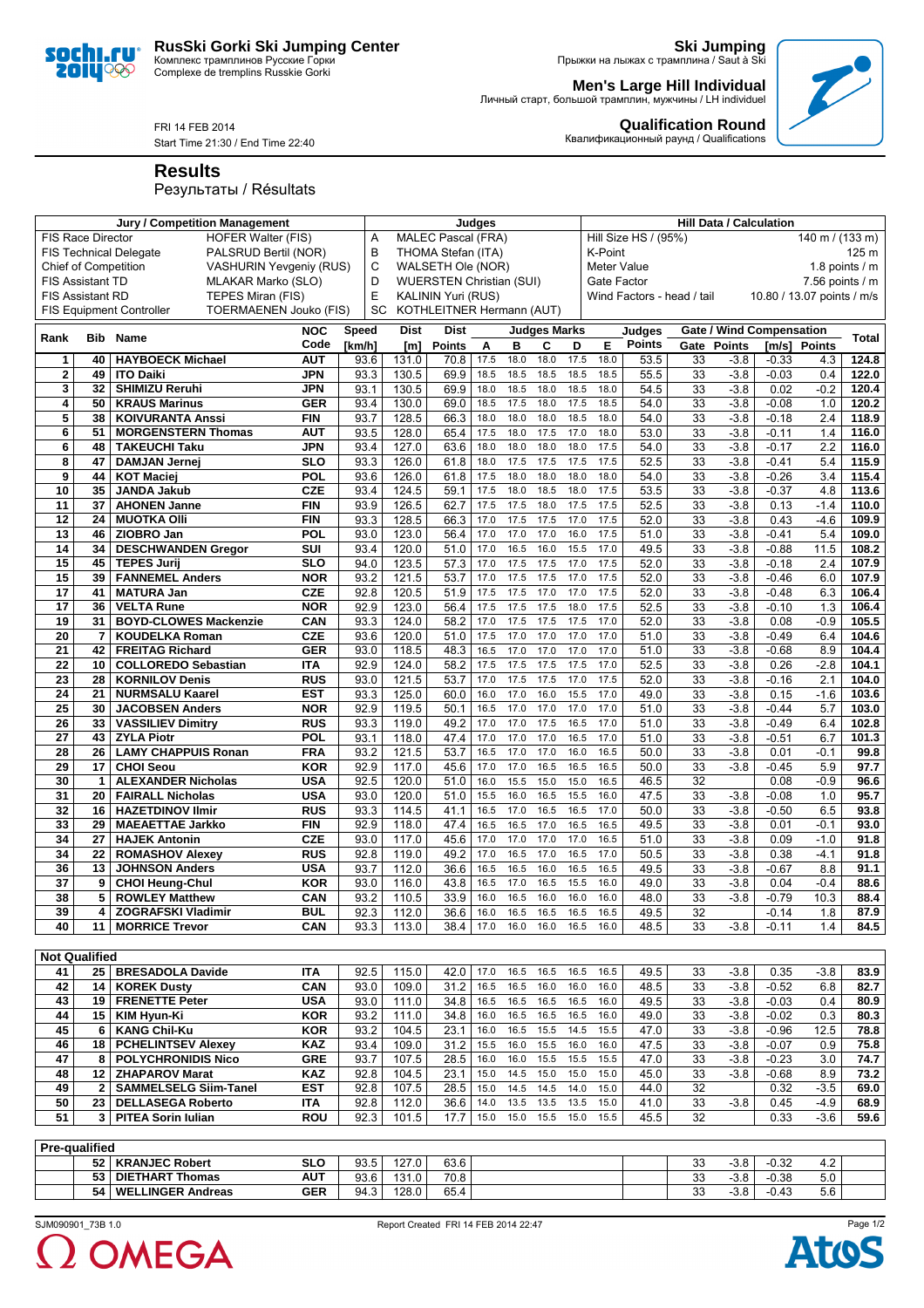**RusSki Gorki Ski Jumping Center**
Комплекс трамплинов Русские Горки
Complexe de tremplins Russkie Gorki

**Ski Jumping**
Прыжки на лыжах с трамплина / Saut à Ski

**Men's Large Hill Individual**
Личный старт, большой трамплин, мужчины / LH individuel

**Qualification Round**
Квалификационный раунд / Qualifications

FRI 14 FEB 2014
Start Time 21:30 / End Time 22:40

# Results
Результаты / Résultats

| Jury / Competition Management | | Judges | | Hill Data / Calculation | |
|---|---|---|---|---|---|
| FIS Race Director | HOFER Walter (FIS) | A | MALEC Pascal (FRA) | Hill Size HS / (95%) | 140 m / (133 m) |
| FIS Technical Delegate | PALSRUD Bertil (NOR) | B | THOMA Stefan (ITA) | K-Point | 125 m |
| Chief of Competition | VASHURIN Yevgeniy (RUS) | C | WALSETH Ole (NOR) | Meter Value | 1.8 points / m |
| FIS Assistant TD | MLAKAR Marko (SLO) | D | WUERSTEN Christian (SUI) | Gate Factor | 7.56 points / m |
| FIS Assistant RD | TEPES Miran (FIS) | E | KALININ Yuri (RUS) | Wind Factors - head / tail | 10.80 / 13.07 points / m/s |
| FIS Equipment Controller | TOERMAENEN Jouko (FIS) | SC | KOTHLEITNER Hermann (AUT) | | |

| Rank | Bib | Name | NOC Code | Speed [km/h] | Dist [m] | Dist Points | A | B | C | D | E | Judges Points | Gate | Gate Points | Wind [m/s] | Wind Points | Total |
|---|---|---|---|---|---|---|---|---|---|---|---|---|---|---|---|---|---|
| 1 | 40 | HAYBOECK Michael | AUT | 93.6 | 131.0 | 70.8 | 17.5 | 18.0 | 18.0 | 17.5 | 18.0 | 53.5 | 33 | -3.8 | -0.33 | 4.3 | 124.8 |
| 2 | 49 | ITO Daiki | JPN | 93.3 | 130.5 | 69.9 | 18.5 | 18.5 | 18.5 | 18.5 | 18.5 | 55.5 | 33 | -3.8 | -0.03 | 0.4 | 122.0 |
| 3 | 32 | SHIMIZU Reruhi | JPN | 93.1 | 130.5 | 69.9 | 18.0 | 18.5 | 18.0 | 18.5 | 18.0 | 54.5 | 33 | -3.8 | 0.02 | -0.2 | 120.4 |
| 4 | 50 | KRAUS Marinus | GER | 93.4 | 130.0 | 69.0 | 18.5 | 17.5 | 18.0 | 17.5 | 18.5 | 54.0 | 33 | -3.8 | -0.08 | 1.0 | 120.2 |
| 5 | 38 | KOIVURANTA Anssi | FIN | 93.7 | 128.5 | 66.3 | 18.0 | 18.0 | 18.0 | 18.5 | 18.0 | 54.0 | 33 | -3.8 | -0.18 | 2.4 | 118.9 |
| 6 | 51 | MORGENSTERN Thomas | AUT | 93.5 | 128.0 | 65.4 | 17.5 | 18.0 | 17.5 | 17.0 | 18.0 | 53.0 | 33 | -3.8 | -0.11 | 1.4 | 116.0 |
| 6 | 48 | TAKEUCHI Taku | JPN | 93.4 | 127.0 | 63.6 | 18.0 | 18.0 | 18.0 | 18.0 | 17.5 | 54.0 | 33 | -3.8 | -0.17 | 2.2 | 116.0 |
| 8 | 47 | DAMJAN Jernej | SLO | 93.3 | 126.0 | 61.8 | 18.0 | 17.5 | 17.5 | 17.5 | 17.5 | 52.5 | 33 | -3.8 | -0.41 | 5.4 | 115.9 |
| 9 | 44 | KOT Maciej | POL | 93.6 | 126.0 | 61.8 | 17.5 | 18.0 | 18.0 | 18.0 | 18.0 | 54.0 | 33 | -3.8 | -0.26 | 3.4 | 115.4 |
| 10 | 35 | JANDA Jakub | CZE | 93.4 | 124.5 | 59.1 | 17.5 | 18.0 | 18.5 | 18.0 | 17.5 | 53.5 | 33 | -3.8 | -0.37 | 4.8 | 113.6 |
| 11 | 37 | AHONEN Janne | FIN | 93.9 | 126.5 | 62.7 | 17.5 | 17.5 | 18.0 | 17.5 | 17.5 | 52.5 | 33 | -3.8 | 0.13 | -1.4 | 110.0 |
| 12 | 24 | MUOTKA Olli | FIN | 93.3 | 128.5 | 66.3 | 17.0 | 17.5 | 17.5 | 17.0 | 17.5 | 52.0 | 33 | -3.8 | 0.43 | -4.6 | 109.9 |
| 13 | 46 | ZIOBRO Jan | POL | 93.0 | 123.0 | 56.4 | 17.0 | 17.0 | 17.0 | 16.0 | 17.5 | 51.0 | 33 | -3.8 | -0.41 | 5.4 | 109.0 |
| 14 | 34 | DESCHWANDEN Gregor | SUI | 93.4 | 120.0 | 51.0 | 17.0 | 16.5 | 16.0 | 15.5 | 17.0 | 49.5 | 33 | -3.8 | -0.88 | 11.5 | 108.2 |
| 15 | 45 | TEPES Jurij | SLO | 94.0 | 123.5 | 57.3 | 17.0 | 17.5 | 17.5 | 17.0 | 17.5 | 52.0 | 33 | -3.8 | -0.18 | 2.4 | 107.9 |
| 15 | 39 | FANNEMEL Anders | NOR | 93.2 | 121.5 | 53.7 | 17.0 | 17.5 | 17.5 | 17.0 | 17.5 | 52.0 | 33 | -3.8 | -0.46 | 6.0 | 107.9 |
| 17 | 41 | MATURA Jan | CZE | 92.8 | 120.5 | 51.9 | 17.5 | 17.5 | 17.0 | 17.0 | 17.5 | 52.0 | 33 | -3.8 | -0.48 | 6.3 | 106.4 |
| 17 | 36 | VELTA Rune | NOR | 92.9 | 123.0 | 56.4 | 17.5 | 17.5 | 17.5 | 18.0 | 17.5 | 52.5 | 33 | -3.8 | -0.10 | 1.3 | 106.4 |
| 19 | 31 | BOYD-CLOWES Mackenzie | CAN | 93.3 | 124.0 | 58.2 | 17.0 | 17.5 | 17.5 | 17.5 | 17.0 | 52.0 | 33 | -3.8 | 0.08 | -0.9 | 105.5 |
| 20 | 7 | KOUDELKA Roman | CZE | 93.6 | 120.0 | 51.0 | 17.5 | 17.0 | 17.0 | 17.0 | 17.0 | 51.0 | 33 | -3.8 | -0.49 | 6.4 | 104.6 |
| 21 | 42 | FREITAG Richard | GER | 93.0 | 118.5 | 48.3 | 16.5 | 17.0 | 17.0 | 17.0 | 17.0 | 51.0 | 33 | -3.8 | -0.68 | 8.9 | 104.4 |
| 22 | 10 | COLLOREDO Sebastian | ITA | 92.9 | 124.0 | 58.2 | 17.5 | 17.5 | 17.5 | 17.5 | 17.0 | 52.5 | 33 | -3.8 | 0.26 | -2.8 | 104.1 |
| 23 | 28 | KORNILOV Denis | RUS | 93.0 | 121.5 | 53.7 | 17.0 | 17.5 | 17.5 | 17.0 | 17.5 | 52.0 | 33 | -3.8 | -0.16 | 2.1 | 104.0 |
| 24 | 21 | NURMSALU Kaarel | EST | 93.3 | 125.0 | 60.0 | 16.0 | 17.0 | 16.0 | 15.5 | 17.0 | 49.0 | 33 | -3.8 | 0.15 | -1.6 | 103.6 |
| 25 | 30 | JACOBSEN Anders | NOR | 92.9 | 119.5 | 50.1 | 16.5 | 17.0 | 17.0 | 17.0 | 17.0 | 51.0 | 33 | -3.8 | -0.44 | 5.7 | 103.0 |
| 26 | 33 | VASSILIEV Dimitry | RUS | 93.3 | 119.0 | 49.2 | 17.0 | 17.0 | 17.5 | 16.5 | 17.0 | 51.0 | 33 | -3.8 | -0.49 | 6.4 | 102.8 |
| 27 | 43 | ZYLA Piotr | POL | 93.1 | 118.0 | 47.4 | 17.0 | 17.0 | 17.0 | 16.5 | 17.0 | 51.0 | 33 | -3.8 | -0.51 | 6.7 | 101.3 |
| 28 | 26 | LAMY CHAPPUIS Ronan | FRA | 93.2 | 121.5 | 53.7 | 16.5 | 17.0 | 17.0 | 16.0 | 16.5 | 50.0 | 33 | -3.8 | 0.01 | -0.1 | 99.8 |
| 29 | 17 | CHOI Seou | KOR | 92.9 | 117.0 | 45.6 | 17.0 | 17.0 | 16.5 | 16.5 | 16.5 | 50.0 | 33 | -3.8 | -0.45 | 5.9 | 97.7 |
| 30 | 1 | ALEXANDER Nicholas | USA | 92.5 | 120.0 | 51.0 | 16.0 | 15.5 | 15.0 | 15.0 | 16.5 | 46.5 | 32 | | 0.08 | -0.9 | 96.6 |
| 31 | 20 | FAIRALL Nicholas | USA | 93.0 | 120.0 | 51.0 | 15.5 | 16.0 | 16.5 | 15.5 | 16.0 | 47.5 | 33 | -3.8 | -0.08 | 1.0 | 95.7 |
| 32 | 16 | HAZETDINOV Ilmir | RUS | 93.3 | 114.5 | 41.1 | 16.5 | 17.0 | 16.5 | 16.5 | 17.0 | 50.0 | 33 | -3.8 | -0.50 | 6.5 | 93.8 |
| 33 | 29 | MAEAETTAE Jarkko | FIN | 92.9 | 118.0 | 47.4 | 16.5 | 16.5 | 17.0 | 16.5 | 16.5 | 49.5 | 33 | -3.8 | 0.01 | -0.1 | 93.0 |
| 34 | 27 | HAJEK Antonin | CZE | 93.0 | 117.0 | 45.6 | 17.0 | 17.0 | 17.0 | 17.0 | 16.5 | 51.0 | 33 | -3.8 | 0.09 | -1.0 | 91.8 |
| 34 | 22 | ROMASHOV Alexey | RUS | 92.8 | 119.0 | 49.2 | 17.0 | 16.5 | 17.0 | 16.5 | 17.0 | 50.5 | 33 | -3.8 | 0.38 | -4.1 | 91.8 |
| 36 | 13 | JOHNSON Anders | USA | 93.7 | 112.0 | 36.6 | 16.5 | 16.5 | 16.0 | 16.5 | 16.5 | 49.5 | 33 | -3.8 | -0.67 | 8.8 | 91.1 |
| 37 | 9 | CHOI Heung-Chul | KOR | 93.0 | 116.0 | 43.8 | 16.5 | 17.0 | 16.5 | 15.5 | 16.0 | 49.0 | 33 | -3.8 | 0.04 | -0.4 | 88.6 |
| 38 | 5 | ROWLEY Matthew | CAN | 93.2 | 110.5 | 33.9 | 16.0 | 16.5 | 16.0 | 16.0 | 16.0 | 48.0 | 33 | -3.8 | -0.79 | 10.3 | 88.4 |
| 39 | 4 | ZOGRAFSKI Vladimir | BUL | 92.3 | 112.0 | 36.6 | 16.0 | 16.5 | 16.5 | 16.5 | 16.5 | 49.5 | 32 | | -0.14 | 1.8 | 87.9 |
| 40 | 11 | MORRICE Trevor | CAN | 93.3 | 113.0 | 38.4 | 17.0 | 16.0 | 16.0 | 16.5 | 16.0 | 48.5 | 33 | -3.8 | -0.11 | 1.4 | 84.5 |

**Not Qualified**

| Rank | Bib | Name | NOC Code | Speed [km/h] | Dist [m] | Dist Points | A | B | C | D | E | Judges Points | Gate | Gate Points | Wind [m/s] | Wind Points | Total |
|---|---|---|---|---|---|---|---|---|---|---|---|---|---|---|---|---|---|
| 41 | 25 | BRESADOLA Davide | ITA | 92.5 | 115.0 | 42.0 | 17.0 | 16.5 | 16.5 | 16.5 | 16.5 | 49.5 | 33 | -3.8 | 0.35 | -3.8 | 83.9 |
| 42 | 14 | KOREK Dusty | CAN | 93.0 | 109.0 | 31.2 | 16.5 | 16.5 | 16.0 | 16.0 | 16.0 | 48.5 | 33 | -3.8 | -0.52 | 6.8 | 82.7 |
| 43 | 19 | FRENETTE Peter | USA | 93.0 | 111.0 | 34.8 | 16.5 | 16.5 | 16.5 | 16.5 | 16.0 | 49.5 | 33 | -3.8 | -0.03 | 0.4 | 80.9 |
| 44 | 15 | KIM Hyun-Ki | KOR | 93.2 | 111.0 | 34.8 | 16.0 | 16.5 | 16.5 | 16.5 | 16.0 | 49.0 | 33 | -3.8 | -0.02 | 0.3 | 80.3 |
| 45 | 6 | KANG Chil-Ku | KOR | 93.2 | 104.5 | 23.1 | 16.0 | 16.5 | 15.5 | 14.5 | 15.5 | 47.0 | 33 | -3.8 | -0.96 | 12.5 | 78.8 |
| 46 | 18 | PCHELINTSEV Alexey | KAZ | 93.4 | 109.0 | 31.2 | 15.5 | 16.0 | 15.5 | 16.0 | 16.0 | 47.5 | 33 | -3.8 | -0.07 | 0.9 | 75.8 |
| 47 | 8 | POLYCHRONIDIS Nico | GRE | 93.7 | 107.5 | 28.5 | 16.0 | 16.0 | 15.5 | 15.5 | 15.5 | 47.0 | 33 | -3.8 | -0.23 | 3.0 | 74.7 |
| 48 | 12 | ZHAPAROV Marat | KAZ | 92.8 | 104.5 | 23.1 | 15.0 | 14.5 | 15.0 | 15.0 | 15.0 | 45.0 | 33 | -3.8 | -0.68 | 8.9 | 73.2 |
| 49 | 2 | SAMMELSELG Siim-Tanel | EST | 92.8 | 107.5 | 28.5 | 15.0 | 14.5 | 14.5 | 14.0 | 15.0 | 44.0 | 32 | | 0.32 | -3.5 | 69.0 |
| 50 | 23 | DELLASEGA Roberto | ITA | 92.8 | 112.0 | 36.6 | 14.0 | 13.5 | 13.5 | 13.5 | 15.0 | 41.0 | 33 | -3.8 | 0.45 | -4.9 | 68.9 |
| 51 | 3 | PITEA Sorin Iulian | ROU | 92.3 | 101.5 | 17.7 | 15.0 | 15.0 | 15.5 | 15.0 | 15.5 | 45.5 | 32 | | 0.33 | -3.6 | 59.6 |

**Pre-qualified**

| Rank | Bib | Name | NOC Code | Speed [km/h] | Dist [m] | Dist Points | A | B | C | D | E | Judges Points | Gate | Gate Points | Wind [m/s] | Wind Points | Total |
|---|---|---|---|---|---|---|---|---|---|---|---|---|---|---|---|---|---|
| | 52 | KRANJEC Robert | SLO | 93.5 | 127.0 | 63.6 | | | | | | | 33 | -3.8 | -0.32 | 4.2 | |
| | 53 | DIETHART Thomas | AUT | 93.6 | 131.0 | 70.8 | | | | | | | 33 | -3.8 | -0.38 | 5.0 | |
| | 54 | WELLINGER Andreas | GER | 94.3 | 128.0 | 65.4 | | | | | | | 33 | -3.8 | -0.43 | 5.6 | |

SJM090901_73B 1.0 Report Created FRI 14 FEB 2014 22:47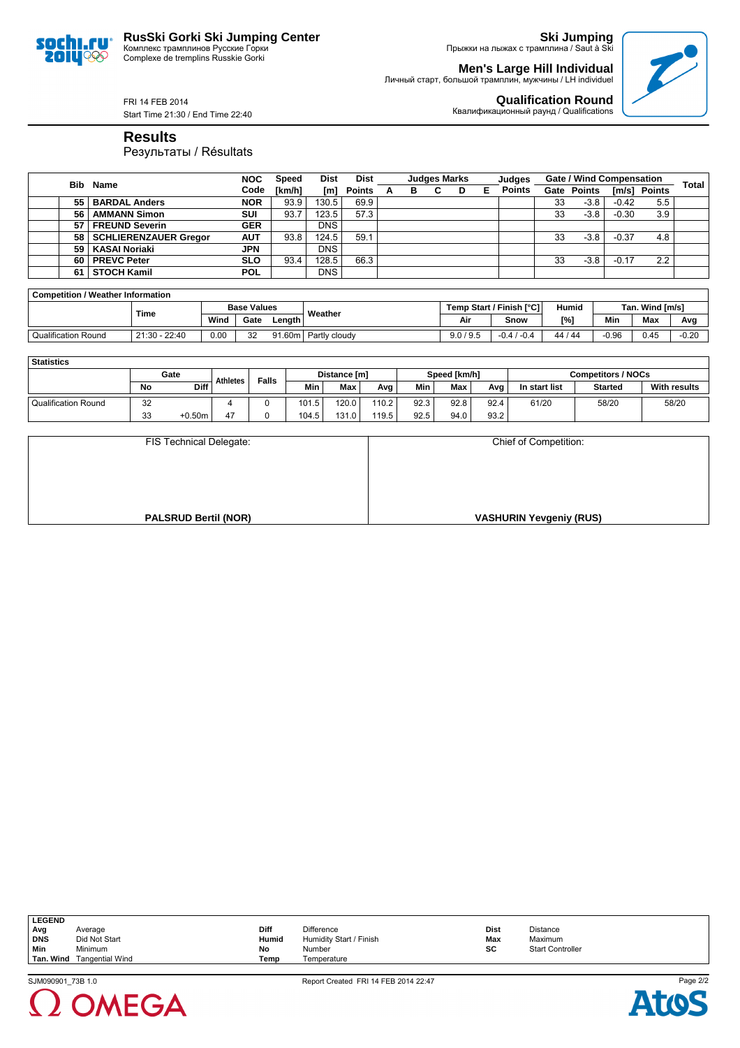**RusSki Gorki Ski Jumping Center**
Комплекс трамплинов Русские Горки
Complexe de tremplins Russkie Gorki

**Ski Jumping**
Прыжки на лыжах с трамплина / Saut à Ski

**Men's Large Hill Individual**
Личный старт, большой трамплин, мужчины / LH individuel

**Qualification Round**
Квалификационный раунд / Qualifications

FRI 14 FEB 2014
Start Time 21:30 / End Time 22:40

## Results
Результаты / Résultats

| Bib | Name | NOC Code | Speed [km/h] | Dist [m] | Dist Points | Judges Marks A | B | C | D | E | Judges Points | Gate | Gate Points | Wind [m/s] | Wind Points | Total |
|---|---|---|---|---|---|---|---|---|---|---|---|---|---|---|---|---|
| 55 | BARDAL Anders | NOR | 93.9 | 130.5 | 69.9 | | | | | | | 33 | -3.8 | -0.42 | 5.5 | |
| 56 | AMMANN Simon | SUI | 93.7 | 123.5 | 57.3 | | | | | | | 33 | -3.8 | -0.30 | 3.9 | |
| 57 | FREUND Severin | GER | | DNS | | | | | | | | | | | | |
| 58 | SCHLIERENZAUER Gregor | AUT | 93.8 | 124.5 | 59.1 | | | | | | | 33 | -3.8 | -0.37 | 4.8 | |
| 59 | KASAI Noriaki | JPN | | DNS | | | | | | | | | | | | |
| 60 | PREVC Peter | SLO | 93.4 | 128.5 | 66.3 | | | | | | | 33 | -3.8 | -0.17 | 2.2 | |
| 61 | STOCH Kamil | POL | | DNS | | | | | | | | | | | | |

**Competition / Weather Information**

| | Time | Base Values Wind | Gate | Length | Weather | Temp Start / Finish [°C] Air | Snow | Humid [%] | Tan. Wind [m/s] Min | Max | Avg |
|---|---|---|---|---|---|---|---|---|---|---|---|
| Qualification Round | 21:30 - 22:40 | 0.00 | 32 | 91.60m | Partly cloudy | 9.0 / 9.5 | -0.4 / -0.4 | 44 / 44 | -0.96 | 0.45 | -0.20 |

**Statistics**

| | Gate No | Diff | Athletes | Falls | Distance [m] Min | Max | Avg | Speed [km/h] Min | Max | Avg | In start list | Started | With results |
|---|---|---|---|---|---|---|---|---|---|---|---|---|---|
| Qualification Round | 32 | | 4 | 0 | 101.5 | 120.0 | 110.2 | 92.3 | 92.8 | 92.4 | 61/20 | 58/20 | 58/20 |
| | 33 | +0.50m | 47 | 0 | 104.5 | 131.0 | 119.5 | 92.5 | 94.0 | 93.2 | | | |

| FIS Technical Delegate: | Chief of Competition: |
|---|---|
| **PALSRUD Bertil (NOR)** | **VASHURIN Yevgeniy (RUS)** |

**LEGEND**

| | | | | | |
|---|---|---|---|---|---|
| **Avg** | Average | **Diff** | Difference | **Dist** | Distance |
| **DNS** | Did Not Start | **Humid** | Humidity Start / Finish | **Max** | Maximum |
| **Min** | Minimum | **No** | Number | **SC** | Start Controller |
| **Tan. Wind** | Tangential Wind | **Temp** | Temperature | | |

SJM090901_73B 1.0 Report Created FRI 14 FEB 2014 22:47